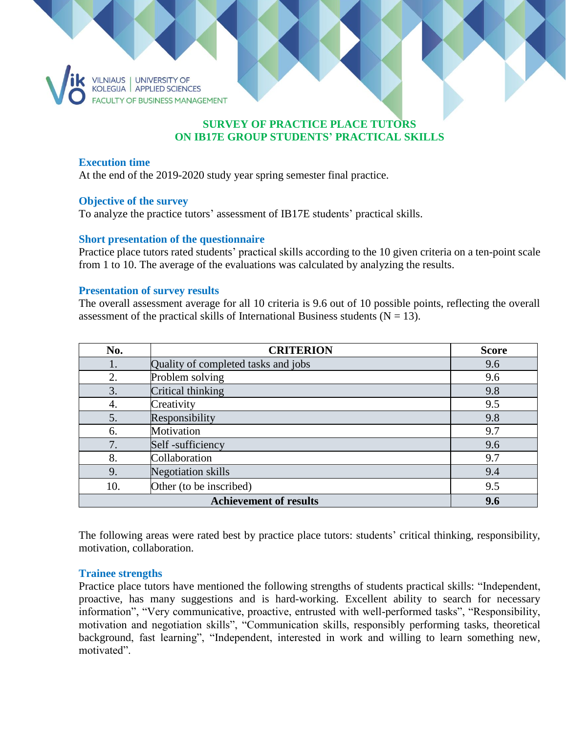VILNIAUS KOLEGIJA | UNIVERSITY OF APPLIED SCIENCES
FACULTY OF BUSINESS MANAGEMENT

# SURVEY OF PRACTICE PLACE TUTORS ON IB17E GROUP STUDENTS' PRACTICAL SKILLS

## Execution time

At the end of the 2019-2020 study year spring semester final practice.

## Objective of the survey

To analyze the practice tutors' assessment of IB17E students' practical skills.

## Short presentation of the questionnaire

Practice place tutors rated students' practical skills according to the 10 given criteria on a ten-point scale from 1 to 10. The average of the evaluations was calculated by analyzing the results.

## Presentation of survey results

The overall assessment average for all 10 criteria is 9.6 out of 10 possible points, reflecting the overall assessment of the practical skills of International Business students (N = 13).

| No. | CRITERION | Score |
|---|---|---|
| 1. | Quality of completed tasks and jobs | 9.6 |
| 2. | Problem solving | 9.6 |
| 3. | Critical thinking | 9.8 |
| 4. | Creativity | 9.5 |
| 5. | Responsibility | 9.8 |
| 6. | Motivation | 9.7 |
| 7. | Self -sufficiency | 9.6 |
| 8. | Collaboration | 9.7 |
| 9. | Negotiation skills | 9.4 |
| 10. | Other (to be inscribed) | 9.5 |
| **Achievement of results** | | **9.6** |

The following areas were rated best by practice place tutors: students' critical thinking, responsibility, motivation, collaboration.

## Trainee strengths

Practice place tutors have mentioned the following strengths of students practical skills: "Independent, proactive, has many suggestions and is hard-working. Excellent ability to search for necessary information", "Very communicative, proactive, entrusted with well-performed tasks", "Responsibility, motivation and negotiation skills", "Communication skills, responsibly performing tasks, theoretical background, fast learning", "Independent, interested in work and willing to learn something new, motivated".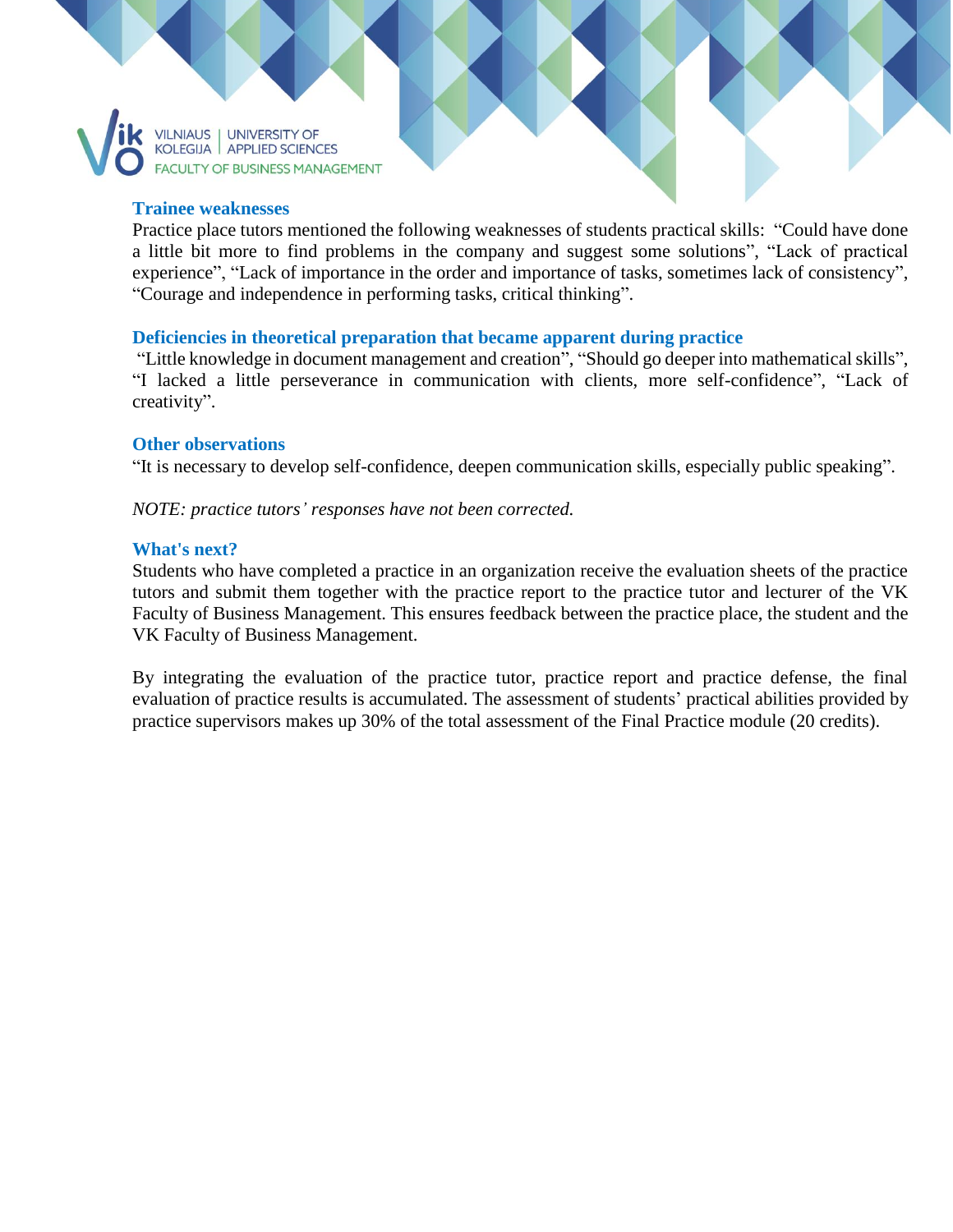### Trainee weaknesses

Practice place tutors mentioned the following weaknesses of students practical skills: "Could have done a little bit more to find problems in the company and suggest some solutions", "Lack of practical experience", "Lack of importance in the order and importance of tasks, sometimes lack of consistency", "Courage and independence in performing tasks, critical thinking".

### Deficiencies in theoretical preparation that became apparent during practice

"Little knowledge in document management and creation", "Should go deeper into mathematical skills", "I lacked a little perseverance in communication with clients, more self-confidence", "Lack of creativity".

### Other observations

"It is necessary to develop self-confidence, deepen communication skills, especially public speaking".

*NOTE: practice tutors' responses have not been corrected.*

### What's next?

Students who have completed a practice in an organization receive the evaluation sheets of the practice tutors and submit them together with the practice report to the practice tutor and lecturer of the VK Faculty of Business Management. This ensures feedback between the practice place, the student and the VK Faculty of Business Management.

By integrating the evaluation of the practice tutor, practice report and practice defense, the final evaluation of practice results is accumulated. The assessment of students' practical abilities provided by practice supervisors makes up 30% of the total assessment of the Final Practice module (20 credits).